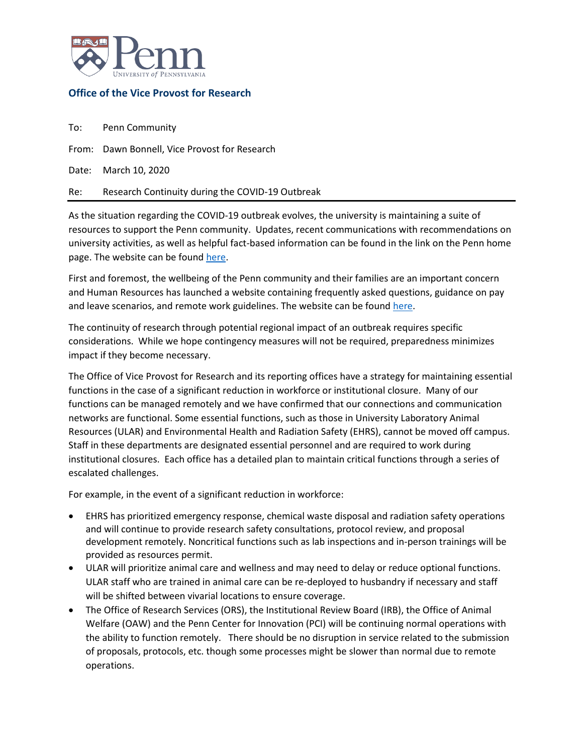**Office of the Vice Provost for Research**

To: Penn Community

From: Dawn Bonnell, Vice Provost for Research

Date: March 10, 2020

Re: Research Continuity during the COVID-19 Outbreak

---

As the situation regarding the COVID-19 outbreak evolves, the university is maintaining a suite of resources to support the Penn community. Updates, recent communications with recommendations on university activities, as well as helpful fact-based information can be found in the link on the Penn home page. The website can be found here.

First and foremost, the wellbeing of the Penn community and their families are an important concern and Human Resources has launched a website containing frequently asked questions, guidance on pay and leave scenarios, and remote work guidelines. The website can be found here.

The continuity of research through potential regional impact of an outbreak requires specific considerations. While we hope contingency measures will not be required, preparedness minimizes impact if they become necessary.

The Office of Vice Provost for Research and its reporting offices have a strategy for maintaining essential functions in the case of a significant reduction in workforce or institutional closure. Many of our functions can be managed remotely and we have confirmed that our connections and communication networks are functional. Some essential functions, such as those in University Laboratory Animal Resources (ULAR) and Environmental Health and Radiation Safety (EHRS), cannot be moved off campus. Staff in these departments are designated essential personnel and are required to work during institutional closures. Each office has a detailed plan to maintain critical functions through a series of escalated challenges.

For example, in the event of a significant reduction in workforce:

- EHRS has prioritized emergency response, chemical waste disposal and radiation safety operations and will continue to provide research safety consultations, protocol review, and proposal development remotely. Noncritical functions such as lab inspections and in-person trainings will be provided as resources permit.
- ULAR will prioritize animal care and wellness and may need to delay or reduce optional functions. ULAR staff who are trained in animal care can be re-deployed to husbandry if necessary and staff will be shifted between vivarial locations to ensure coverage.
- The Office of Research Services (ORS), the Institutional Review Board (IRB), the Office of Animal Welfare (OAW) and the Penn Center for Innovation (PCI) will be continuing normal operations with the ability to function remotely. There should be no disruption in service related to the submission of proposals, protocols, etc. though some processes might be slower than normal due to remote operations.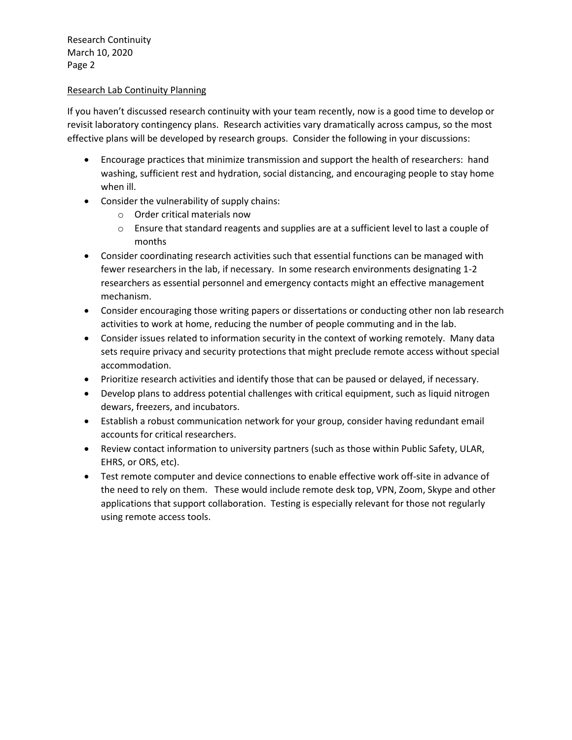<u>Research Lab Continuity Planning</u>

If you haven't discussed research continuity with your team recently, now is a good time to develop or revisit laboratory contingency plans. Research activities vary dramatically across campus, so the most effective plans will be developed by research groups. Consider the following in your discussions:

- Encourage practices that minimize transmission and support the health of researchers: hand washing, sufficient rest and hydration, social distancing, and encouraging people to stay home when ill.
- Consider the vulnerability of supply chains:
  - Order critical materials now
  - Ensure that standard reagents and supplies are at a sufficient level to last a couple of months
- Consider coordinating research activities such that essential functions can be managed with fewer researchers in the lab, if necessary. In some research environments designating 1-2 researchers as essential personnel and emergency contacts might an effective management mechanism.
- Consider encouraging those writing papers or dissertations or conducting other non lab research activities to work at home, reducing the number of people commuting and in the lab.
- Consider issues related to information security in the context of working remotely. Many data sets require privacy and security protections that might preclude remote access without special accommodation.
- Prioritize research activities and identify those that can be paused or delayed, if necessary.
- Develop plans to address potential challenges with critical equipment, such as liquid nitrogen dewars, freezers, and incubators.
- Establish a robust communication network for your group, consider having redundant email accounts for critical researchers.
- Review contact information to university partners (such as those within Public Safety, ULAR, EHRS, or ORS, etc).
- Test remote computer and device connections to enable effective work off-site in advance of the need to rely on them. These would include remote desk top, VPN, Zoom, Skype and other applications that support collaboration. Testing is especially relevant for those not regularly using remote access tools.